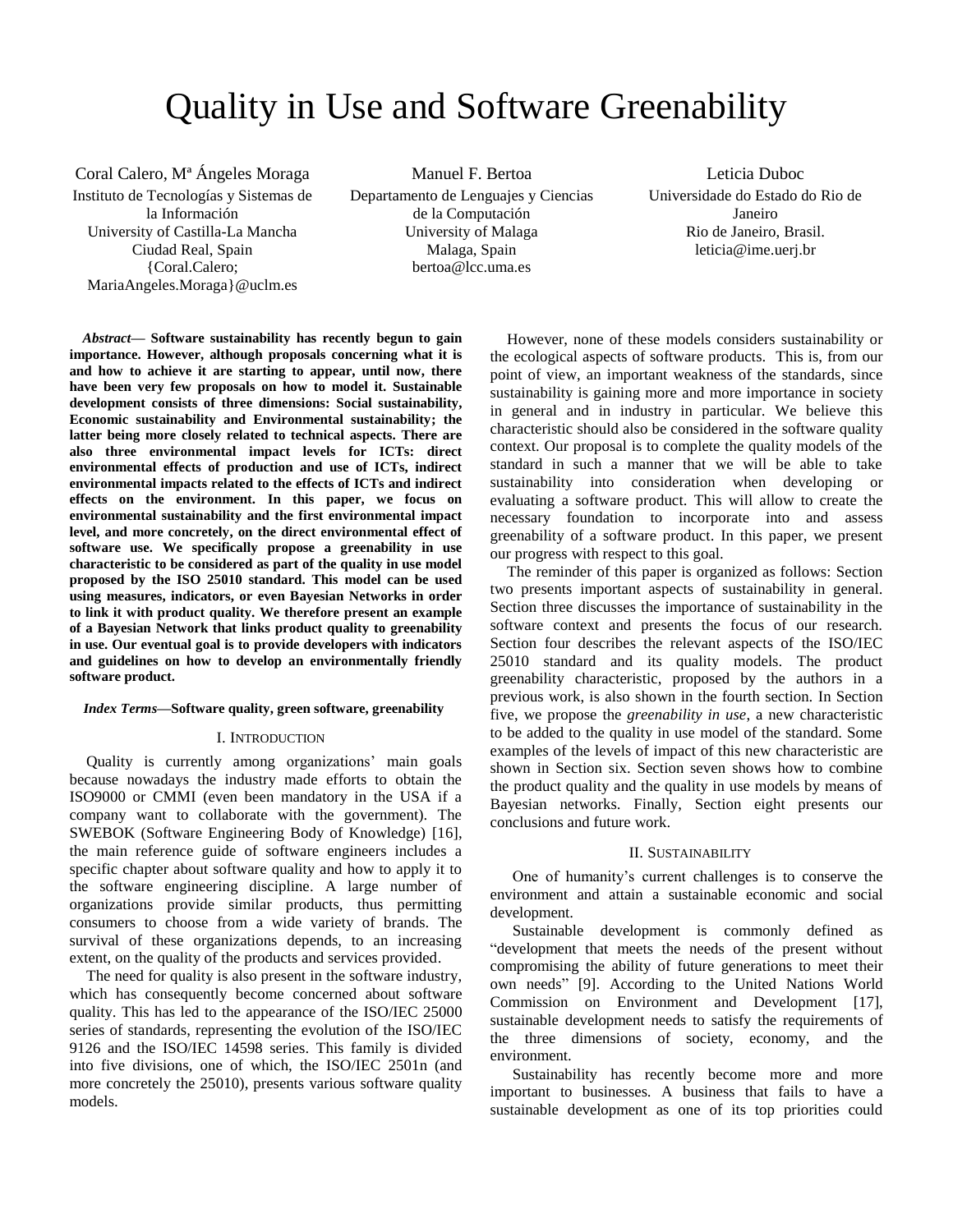# Quality in Use and Software Greenability

Coral Calero, Mª Ángeles Moraga
Instituto de Tecnologías y Sistemas de la Información
University of Castilla-La Mancha
Ciudad Real, Spain
{Coral.Calero; MariaAngeles.Moraga}@uclm.es

Manuel F. Bertoa
Departamento de Lenguajes y Ciencias de la Computación
University of Malaga
Malaga, Spain
bertoa@lcc.uma.es

Leticia Duboc
Universidade do Estado do Rio de Janeiro
Rio de Janeiro, Brasil.
leticia@ime.uerj.br

***Abstract*— Software sustainability has recently begun to gain importance. However, although proposals concerning what it is and how to achieve it are starting to appear, until now, there have been very few proposals on how to model it. Sustainable development consists of three dimensions: Social sustainability, Economic sustainability and Environmental sustainability; the latter being more closely related to technical aspects. There are also three environmental impact levels for ICTs: direct environmental effects of production and use of ICTs, indirect environmental impacts related to the effects of ICTs and indirect effects on the environment. In this paper, we focus on environmental sustainability and the first environmental impact level, and more concretely, on the direct environmental effect of software use. We specifically propose a greenability in use characteristic to be considered as part of the quality in use model proposed by the ISO 25010 standard. This model can be used using measures, indicators, or even Bayesian Networks in order to link it with product quality. We therefore present an example of a Bayesian Network that links product quality to greenability in use. Our eventual goal is to provide developers with indicators and guidelines on how to develop an environmentally friendly software product.**

***Index Terms*—Software quality, green software, greenability**

## I. Introduction

Quality is currently among organizations' main goals because nowadays the industry made efforts to obtain the ISO9000 or CMMI (even been mandatory in the USA if a company want to collaborate with the government). The SWEBOK (Software Engineering Body of Knowledge) [16], the main reference guide of software engineers includes a specific chapter about software quality and how to apply it to the software engineering discipline. A large number of organizations provide similar products, thus permitting consumers to choose from a wide variety of brands. The survival of these organizations depends, to an increasing extent, on the quality of the products and services provided.

The need for quality is also present in the software industry, which has consequently become concerned about software quality. This has led to the appearance of the ISO/IEC 25000 series of standards, representing the evolution of the ISO/IEC 9126 and the ISO/IEC 14598 series. This family is divided into five divisions, one of which, the ISO/IEC 2501n (and more concretely the 25010), presents various software quality models.

However, none of these models considers sustainability or the ecological aspects of software products. This is, from our point of view, an important weakness of the standards, since sustainability is gaining more and more importance in society in general and in industry in particular. We believe this characteristic should also be considered in the software quality context. Our proposal is to complete the quality models of the standard in such a manner that we will be able to take sustainability into consideration when developing or evaluating a software product. This will allow to create the necessary foundation to incorporate into and assess greenability of a software product. In this paper, we present our progress with respect to this goal.

The reminder of this paper is organized as follows: Section two presents important aspects of sustainability in general. Section three discusses the importance of sustainability in the software context and presents the focus of our research. Section four describes the relevant aspects of the ISO/IEC 25010 standard and its quality models. The product greenability characteristic, proposed by the authors in a previous work, is also shown in the fourth section. In Section five, we propose the *greenability in use*, a new characteristic to be added to the quality in use model of the standard. Some examples of the levels of impact of this new characteristic are shown in Section six. Section seven shows how to combine the product quality and the quality in use models by means of Bayesian networks. Finally, Section eight presents our conclusions and future work.

## II. Sustainability

One of humanity's current challenges is to conserve the environment and attain a sustainable economic and social development.

Sustainable development is commonly defined as "development that meets the needs of the present without compromising the ability of future generations to meet their own needs" [9]. According to the United Nations World Commission on Environment and Development [17], sustainable development needs to satisfy the requirements of the three dimensions of society, economy, and the environment.

Sustainability has recently become more and more important to businesses. A business that fails to have a sustainable development as one of its top priorities could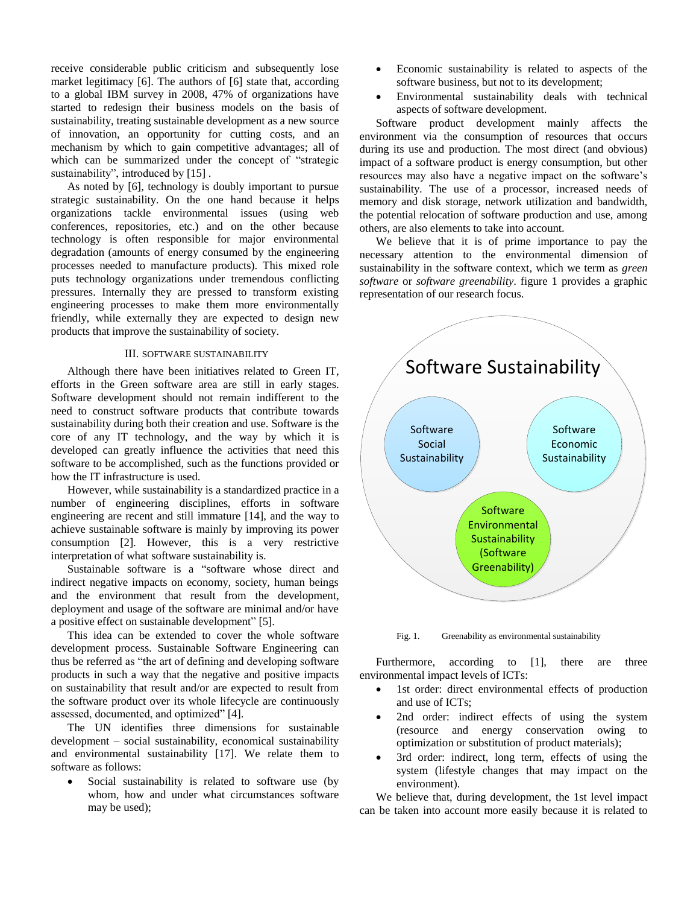receive considerable public criticism and subsequently lose market legitimacy [6]. The authors of [6] state that, according to a global IBM survey in 2008, 47% of organizations have started to redesign their business models on the basis of sustainability, treating sustainable development as a new source of innovation, an opportunity for cutting costs, and an mechanism by which to gain competitive advantages; all of which can be summarized under the concept of "strategic sustainability", introduced by [15] .

As noted by [6], technology is doubly important to pursue strategic sustainability. On the one hand because it helps organizations tackle environmental issues (using web conferences, repositories, etc.) and on the other because technology is often responsible for major environmental degradation (amounts of energy consumed by the engineering processes needed to manufacture products). This mixed role puts technology organizations under tremendous conflicting pressures. Internally they are pressed to transform existing engineering processes to make them more environmentally friendly, while externally they are expected to design new products that improve the sustainability of society.

## III. SOFTWARE SUSTAINABILITY

Although there have been initiatives related to Green IT, efforts in the Green software area are still in early stages. Software development should not remain indifferent to the need to construct software products that contribute towards sustainability during both their creation and use. Software is the core of any IT technology, and the way by which it is developed can greatly influence the activities that need this software to be accomplished, such as the functions provided or how the IT infrastructure is used.

However, while sustainability is a standardized practice in a number of engineering disciplines, efforts in software engineering are recent and still immature [14], and the way to achieve sustainable software is mainly by improving its power consumption [2]. However, this is a very restrictive interpretation of what software sustainability is.

Sustainable software is a "software whose direct and indirect negative impacts on economy, society, human beings and the environment that result from the development, deployment and usage of the software are minimal and/or have a positive effect on sustainable development" [5].

This idea can be extended to cover the whole software development process. Sustainable Software Engineering can thus be referred as "the art of defining and developing software products in such a way that the negative and positive impacts on sustainability that result and/or are expected to result from the software product over its whole lifecycle are continuously assessed, documented, and optimized" [4].

The UN identifies three dimensions for sustainable development – social sustainability, economical sustainability and environmental sustainability [17]. We relate them to software as follows:

- Social sustainability is related to software use (by whom, how and under what circumstances software may be used);
- Economic sustainability is related to aspects of the software business, but not to its development;
- Environmental sustainability deals with technical aspects of software development.

Software product development mainly affects the environment via the consumption of resources that occurs during its use and production. The most direct (and obvious) impact of a software product is energy consumption, but other resources may also have a negative impact on the software's sustainability. The use of a processor, increased needs of memory and disk storage, network utilization and bandwidth, the potential relocation of software production and use, among others, are also elements to take into account.

We believe that it is of prime importance to pay the necessary attention to the environmental dimension of sustainability in the software context, which we term as *green software* or *software greenability*. figure 1 provides a graphic representation of our research focus.

Software Sustainability

Software Social Sustainability

Software Economic Sustainability

Software Environmental Sustainability (Software Greenability)

Fig. 1. Greenability as environmental sustainability

Furthermore, according to [1], there are three environmental impact levels of ICTs:

- 1st order: direct environmental effects of production and use of ICTs;
- 2nd order: indirect effects of using the system (resource and energy conservation owing to optimization or substitution of product materials);
- 3rd order: indirect, long term, effects of using the system (lifestyle changes that may impact on the environment).

We believe that, during development, the 1st level impact can be taken into account more easily because it is related to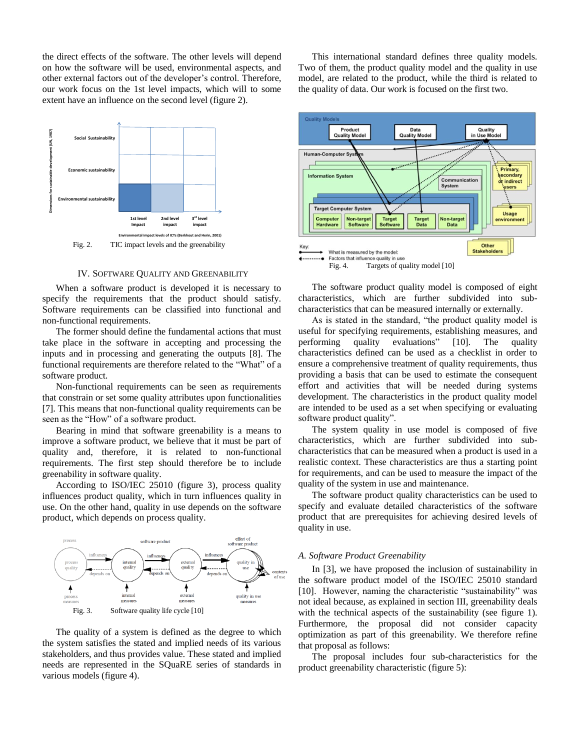the direct effects of the software. The other levels will depend on how the software will be used, environmental aspects, and other external factors out of the developer's control. Therefore, our work focus on the 1st level impacts, which will to some extent have an influence on the second level (figure 2).

Fig. 2. TIC impact levels and the greenability

## IV. Software Quality and Greenability

When a software product is developed it is necessary to specify the requirements that the product should satisfy. Software requirements can be classified into functional and non-functional requirements.

The former should define the fundamental actions that must take place in the software in accepting and processing the inputs and in processing and generating the outputs [8]. The functional requirements are therefore related to the "What" of a software product.

Non-functional requirements can be seen as requirements that constrain or set some quality attributes upon functionalities [7]. This means that non-functional quality requirements can be seen as the "How" of a software product.

Bearing in mind that software greenability is a means to improve a software product, we believe that it must be part of quality and, therefore, it is related to non-functional requirements. The first step should therefore be to include greenability in software quality.

According to ISO/IEC 25010 (figure 3), process quality influences product quality, which in turn influences quality in use. On the other hand, quality in use depends on the software product, which depends on process quality.

Fig. 3. Software quality life cycle [10]

The quality of a system is defined as the degree to which the system satisfies the stated and implied needs of its various stakeholders, and thus provides value. These stated and implied needs are represented in the SQuaRE series of standards in various models (figure 4).

This international standard defines three quality models. Two of them, the product quality model and the quality in use model, are related to the product, while the third is related to the quality of data. Our work is focused on the first two.

Fig. 4. Targets of quality model [10]

The software product quality model is composed of eight characteristics, which are further subdivided into sub-characteristics that can be measured internally or externally.

As is stated in the standard, "the product quality model is useful for specifying requirements, establishing measures, and performing quality evaluations" [10]. The quality characteristics defined can be used as a checklist in order to ensure a comprehensive treatment of quality requirements, thus providing a basis that can be used to estimate the consequent effort and activities that will be needed during systems development. The characteristics in the product quality model are intended to be used as a set when specifying or evaluating software product quality".

The system quality in use model is composed of five characteristics, which are further subdivided into sub-characteristics that can be measured when a product is used in a realistic context. These characteristics are thus a starting point for requirements, and can be used to measure the impact of the quality of the system in use and maintenance.

The software product quality characteristics can be used to specify and evaluate detailed characteristics of the software product that are prerequisites for achieving desired levels of quality in use.

### *A. Software Product Greenability*

In [3], we have proposed the inclusion of sustainability in the software product model of the ISO/IEC 25010 standard [10]. However, naming the characteristic "sustainability" was not ideal because, as explained in section III, greenability deals with the technical aspects of the sustainability (see figure 1). Furthermore, the proposal did not consider capacity optimization as part of this greenability. We therefore refine that proposal as follows:

The proposal includes four sub-characteristics for the product greenability characteristic (figure 5):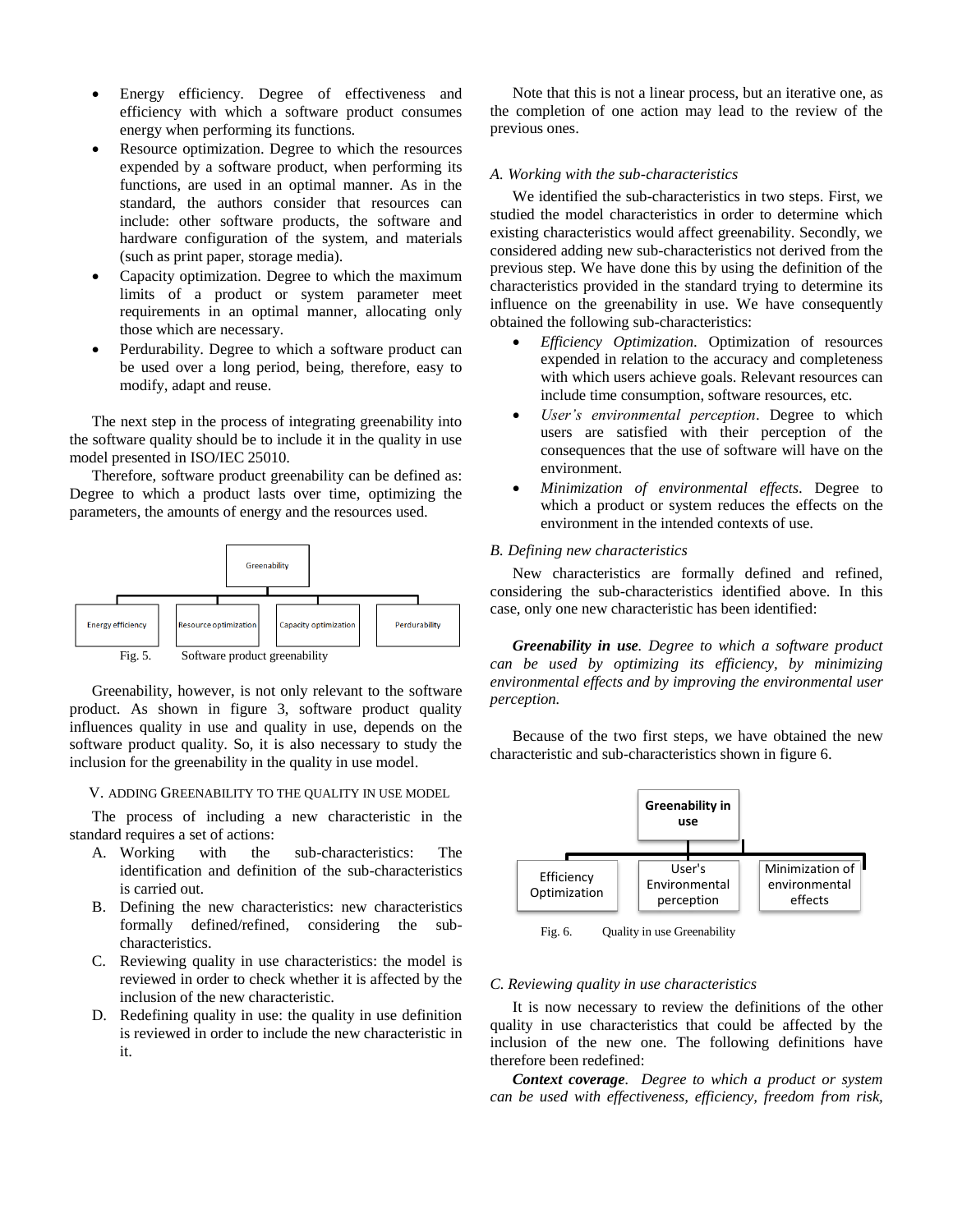- Energy efficiency. Degree of effectiveness and efficiency with which a software product consumes energy when performing its functions.
- Resource optimization. Degree to which the resources expended by a software product, when performing its functions, are used in an optimal manner. As in the standard, the authors consider that resources can include: other software products, the software and hardware configuration of the system, and materials (such as print paper, storage media).
- Capacity optimization. Degree to which the maximum limits of a product or system parameter meet requirements in an optimal manner, allocating only those which are necessary.
- Perdurability. Degree to which a software product can be used over a long period, being, therefore, easy to modify, adapt and reuse.

The next step in the process of integrating greenability into the software quality should be to include it in the quality in use model presented in ISO/IEC 25010.

Therefore, software product greenability can be defined as: Degree to which a product lasts over time, optimizing the parameters, the amounts of energy and the resources used.

Greenability

Energy efficiency | Resource optimization | Capacity optimization | Perdurability

Fig. 5. Software product greenability

Greenability, however, is not only relevant to the software product. As shown in figure 3, software product quality influences quality in use and quality in use, depends on the software product quality. So, it is also necessary to study the inclusion for the greenability in the quality in use model.

## V. Adding Greenability to the Quality in Use Model

The process of including a new characteristic in the standard requires a set of actions:

A. Working with the sub-characteristics: The identification and definition of the sub-characteristics is carried out.

B. Defining the new characteristics: new characteristics formally defined/refined, considering the sub-characteristics.

C. Reviewing quality in use characteristics: the model is reviewed in order to check whether it is affected by the inclusion of the new characteristic.

D. Redefining quality in use: the quality in use definition is reviewed in order to include the new characteristic in it.

Note that this is not a linear process, but an iterative one, as the completion of one action may lead to the review of the previous ones.

### A. Working with the sub-characteristics

We identified the sub-characteristics in two steps. First, we studied the model characteristics in order to determine which existing characteristics would affect greenability. Secondly, we considered adding new sub-characteristics not derived from the previous step. We have done this by using the definition of the characteristics provided in the standard trying to determine its influence on the greenability in use. We have consequently obtained the following sub-characteristics:

- *Efficiency Optimization.* Optimization of resources expended in relation to the accuracy and completeness with which users achieve goals. Relevant resources can include time consumption, software resources, etc.
- *User's environmental perception*. Degree to which users are satisfied with their perception of the consequences that the use of software will have on the environment.
- *Minimization of environmental effects*. Degree to which a product or system reduces the effects on the environment in the intended contexts of use.

### B. Defining new characteristics

New characteristics are formally defined and refined, considering the sub-characteristics identified above. In this case, only one new characteristic has been identified:

***Greenability in use****. Degree to which a software product can be used by optimizing its efficiency, by minimizing environmental effects and by improving the environmental user perception.*

Because of the two first steps, we have obtained the new characteristic and sub-characteristics shown in figure 6.

**Greenability in use**

Efficiency Optimization | User's Environmental perception | Minimization of environmental effects

Fig. 6. Quality in use Greenability

### C. Reviewing quality in use characteristics

It is now necessary to review the definitions of the other quality in use characteristics that could be affected by the inclusion of the new one. The following definitions have therefore been redefined:

***Context coverage****. Degree to which a product or system can be used with effectiveness, efficiency, freedom from risk,*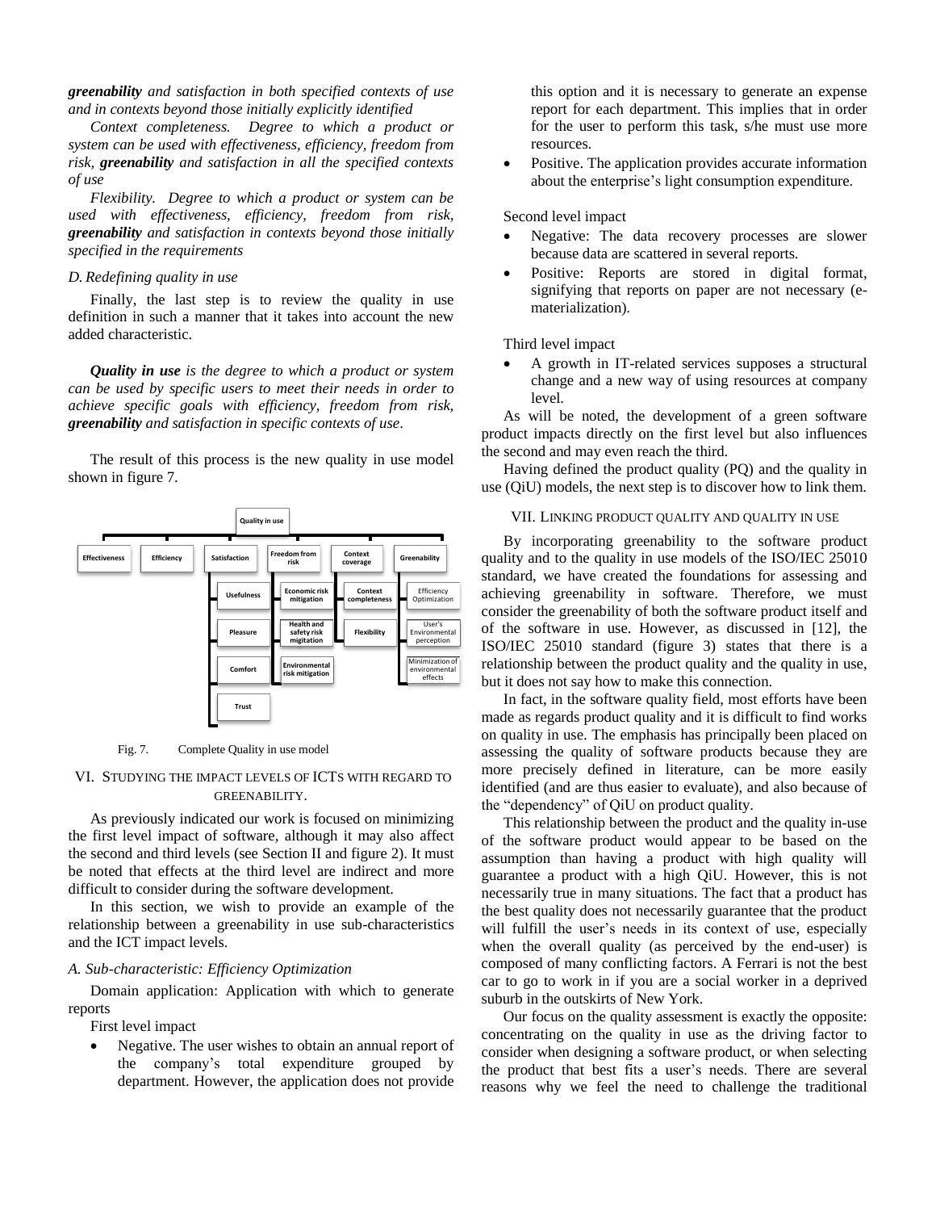***greenability*** *and satisfaction in both specified contexts of use and in contexts beyond those initially explicitly identified*

*Context completeness. Degree to which a product or system can be used with effectiveness, efficiency, freedom from risk,* ***greenability*** *and satisfaction in all the specified contexts of use*

*Flexibility. Degree to which a product or system can be used with effectiveness, efficiency, freedom from risk,* ***greenability*** *and satisfaction in contexts beyond those initially specified in the requirements*

### *D. Redefining quality in use*

Finally, the last step is to review the quality in use definition in such a manner that it takes into account the new added characteristic.

***Quality in use*** *is the degree to which a product or system can be used by specific users to meet their needs in order to achieve specific goals with efficiency, freedom from risk,* ***greenability*** *and satisfaction in specific contexts of use*.

The result of this process is the new quality in use model shown in figure 7.

Fig. 7. Complete Quality in use model

## VI. Studying the impact levels of ICTs with regard to greenability.

As previously indicated our work is focused on minimizing the first level impact of software, although it may also affect the second and third levels (see Section II and figure 2). It must be noted that effects at the third level are indirect and more difficult to consider during the software development.

In this section, we wish to provide an example of the relationship between a greenability in use sub-characteristics and the ICT impact levels.

### *A. Sub-characteristic: Efficiency Optimization*

Domain application: Application with which to generate reports

First level impact

- Negative. The user wishes to obtain an annual report of the company's total expenditure grouped by department. However, the application does not provide this option and it is necessary to generate an expense report for each department. This implies that in order for the user to perform this task, s/he must use more resources.
- Positive. The application provides accurate information about the enterprise's light consumption expenditure.

Second level impact

- Negative: The data recovery processes are slower because data are scattered in several reports.
- Positive: Reports are stored in digital format, signifying that reports on paper are not necessary (e-materialization).

Third level impact

- A growth in IT-related services supposes a structural change and a new way of using resources at company level.

As will be noted, the development of a green software product impacts directly on the first level but also influences the second and may even reach the third.

Having defined the product quality (PQ) and the quality in use (QiU) models, the next step is to discover how to link them.

## VII. Linking product quality and quality in use

By incorporating greenability to the software product quality and to the quality in use models of the ISO/IEC 25010 standard, we have created the foundations for assessing and achieving greenability in software. Therefore, we must consider the greenability of both the software product itself and of the software in use. However, as discussed in [12], the ISO/IEC 25010 standard (figure 3) states that there is a relationship between the product quality and the quality in use, but it does not say how to make this connection.

In fact, in the software quality field, most efforts have been made as regards product quality and it is difficult to find works on quality in use. The emphasis has principally been placed on assessing the quality of software products because they are more precisely defined in literature, can be more easily identified (and are thus easier to evaluate), and also because of the "dependency" of QiU on product quality.

This relationship between the product and the quality in-use of the software product would appear to be based on the assumption than having a product with high quality will guarantee a product with a high QiU. However, this is not necessarily true in many situations. The fact that a product has the best quality does not necessarily guarantee that the product will fulfill the user's needs in its context of use, especially when the overall quality (as perceived by the end-user) is composed of many conflicting factors. A Ferrari is not the best car to go to work in if you are a social worker in a deprived suburb in the outskirts of New York.

Our focus on the quality assessment is exactly the opposite: concentrating on the quality in use as the driving factor to consider when designing a software product, or when selecting the product that best fits a user's needs. There are several reasons why we feel the need to challenge the traditional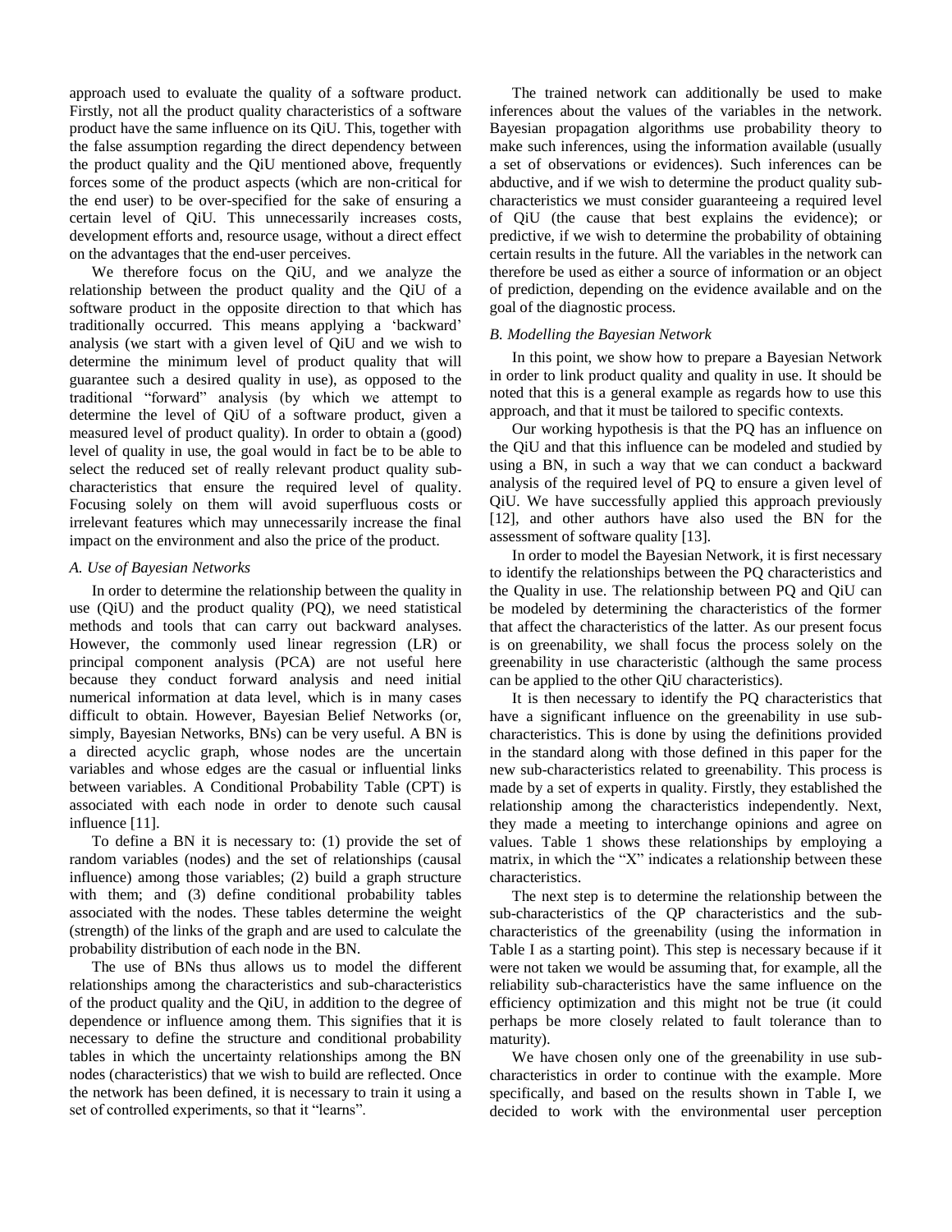approach used to evaluate the quality of a software product. Firstly, not all the product quality characteristics of a software product have the same influence on its QiU. This, together with the false assumption regarding the direct dependency between the product quality and the QiU mentioned above, frequently forces some of the product aspects (which are non-critical for the end user) to be over-specified for the sake of ensuring a certain level of QiU. This unnecessarily increases costs, development efforts and, resource usage, without a direct effect on the advantages that the end-user perceives.

We therefore focus on the QiU, and we analyze the relationship between the product quality and the QiU of a software product in the opposite direction to that which has traditionally occurred. This means applying a 'backward' analysis (we start with a given level of QiU and we wish to determine the minimum level of product quality that will guarantee such a desired quality in use), as opposed to the traditional "forward" analysis (by which we attempt to determine the level of QiU of a software product, given a measured level of product quality). In order to obtain a (good) level of quality in use, the goal would in fact be to be able to select the reduced set of really relevant product quality sub-characteristics that ensure the required level of quality. Focusing solely on them will avoid superfluous costs or irrelevant features which may unnecessarily increase the final impact on the environment and also the price of the product.

### *A. Use of Bayesian Networks*

In order to determine the relationship between the quality in use (QiU) and the product quality (PQ), we need statistical methods and tools that can carry out backward analyses. However, the commonly used linear regression (LR) or principal component analysis (PCA) are not useful here because they conduct forward analysis and need initial numerical information at data level, which is in many cases difficult to obtain. However, Bayesian Belief Networks (or, simply, Bayesian Networks, BNs) can be very useful. A BN is a directed acyclic graph, whose nodes are the uncertain variables and whose edges are the casual or influential links between variables. A Conditional Probability Table (CPT) is associated with each node in order to denote such causal influence [11].

To define a BN it is necessary to: (1) provide the set of random variables (nodes) and the set of relationships (causal influence) among those variables; (2) build a graph structure with them; and (3) define conditional probability tables associated with the nodes. These tables determine the weight (strength) of the links of the graph and are used to calculate the probability distribution of each node in the BN.

The use of BNs thus allows us to model the different relationships among the characteristics and sub-characteristics of the product quality and the QiU, in addition to the degree of dependence or influence among them. This signifies that it is necessary to define the structure and conditional probability tables in which the uncertainty relationships among the BN nodes (characteristics) that we wish to build are reflected. Once the network has been defined, it is necessary to train it using a set of controlled experiments, so that it "learns".

The trained network can additionally be used to make inferences about the values of the variables in the network. Bayesian propagation algorithms use probability theory to make such inferences, using the information available (usually a set of observations or evidences). Such inferences can be abductive, and if we wish to determine the product quality sub-characteristics we must consider guaranteeing a required level of QiU (the cause that best explains the evidence); or predictive, if we wish to determine the probability of obtaining certain results in the future. All the variables in the network can therefore be used as either a source of information or an object of prediction, depending on the evidence available and on the goal of the diagnostic process.

### *B. Modelling the Bayesian Network*

In this point, we show how to prepare a Bayesian Network in order to link product quality and quality in use. It should be noted that this is a general example as regards how to use this approach, and that it must be tailored to specific contexts.

Our working hypothesis is that the PQ has an influence on the QiU and that this influence can be modeled and studied by using a BN, in such a way that we can conduct a backward analysis of the required level of PQ to ensure a given level of QiU. We have successfully applied this approach previously [12], and other authors have also used the BN for the assessment of software quality [13].

In order to model the Bayesian Network, it is first necessary to identify the relationships between the PQ characteristics and the Quality in use. The relationship between PQ and QiU can be modeled by determining the characteristics of the former that affect the characteristics of the latter. As our present focus is on greenability, we shall focus the process solely on the greenability in use characteristic (although the same process can be applied to the other QiU characteristics).

It is then necessary to identify the PQ characteristics that have a significant influence on the greenability in use sub-characteristics. This is done by using the definitions provided in the standard along with those defined in this paper for the new sub-characteristics related to greenability. This process is made by a set of experts in quality. Firstly, they established the relationship among the characteristics independently. Next, they made a meeting to interchange opinions and agree on values. Table 1 shows these relationships by employing a matrix, in which the "X" indicates a relationship between these characteristics.

The next step is to determine the relationship between the sub-characteristics of the QP characteristics and the sub-characteristics of the greenability (using the information in Table I as a starting point). This step is necessary because if it were not taken we would be assuming that, for example, all the reliability sub-characteristics have the same influence on the efficiency optimization and this might not be true (it could perhaps be more closely related to fault tolerance than to maturity).

We have chosen only one of the greenability in use sub-characteristics in order to continue with the example. More specifically, and based on the results shown in Table I, we decided to work with the environmental user perception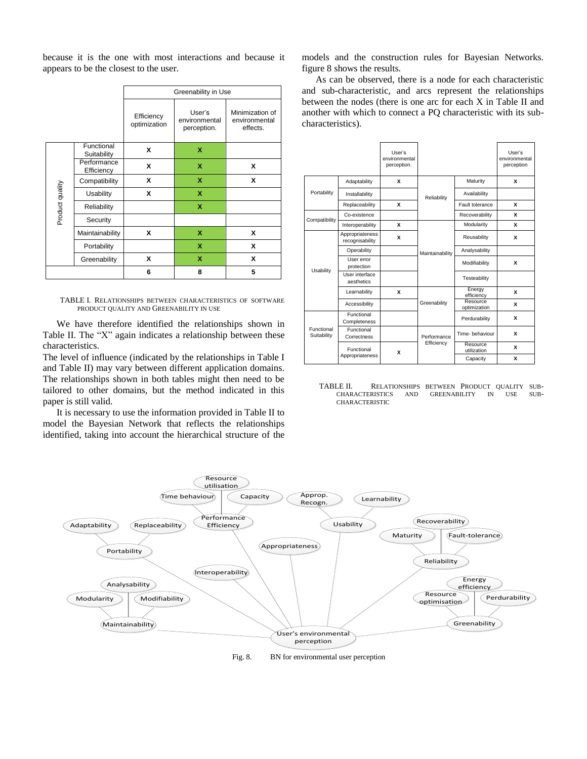because it is the one with most interactions and because it appears to be the closest to the user.

| | | Greenability in Use | | |
|---|---|---|---|---|
| | | Efficiency optimization | User's environmental perception. | Minimization of environmental effects. |
| Product quality | Functional Suitability | X | X | |
| | Performance Efficiency | X | X | X |
| | Compatibility | X | X | X |
| | Usability | X | X | |
| | Reliability | | X | |
| | Security | | | |
| | Maintainability | X | X | X |
| | Portability | | X | X |
| | Greenability | X | X | X |
| | | 6 | 8 | 5 |

TABLE I. RELATIONSHIPS BETWEEN CHARACTERISTICS OF SOFTWARE PRODUCT QUALITY AND GREENABILITY IN USE

We have therefore identified the relationships shown in Table II. The "X" again indicates a relationship between these characteristics.

The level of influence (indicated by the relationships in Table I and Table II) may vary between different application domains. The relationships shown in both tables might then need to be tailored to other domains, but the method indicated in this paper is still valid.

It is necessary to use the information provided in Table II to model the Bayesian Network that reflects the relationships identified, taking into account the hierarchical structure of the models and the construction rules for Bayesian Networks. figure 8 shows the results.

As can be observed, there is a node for each characteristic and sub-characteristic, and arcs represent the relationships between the nodes (there is one arc for each X in Table II and another with which to connect a PQ characteristic with its sub-characteristics).

| | | User's environmental perception. | | | User's environmental perception |
|---|---|---|---|---|---|
| Portability | Adaptability | X | Reliability | Maturity | X |
| | Installability | | | Availability | |
| | Replaceability | X | | Fault tolerance | X |
| Compatibility | Co-existence | | | Recoverability | X |
| | Interoperability | X | Maintainability | Modularity | X |
| Usability | Appropriateness recognisability | X | | Reusability | X |
| | Operability | | | Analysability | |
| | User error protection | | | Modifiability | X |
| | User interface aesthetics | | | Testeability | |
| | Learnability | X | Greenability | Energy efficiency | X |
| | Accessibility | | | Resource optimization | X |
| Functional Suitability | Functional Completeness | | | Perdurability | X |
| | Functional Correctness | | Performance Efficiency | Time- behaviour | X |
| | Functional Appropriateness | X | | Resource utilization | X |
| | | | | Capacity | X |

TABLE II. RELATIONSHIPS BETWEEN PRODUCT QUALITY SUB-CHARACTERISTICS AND GREENABILITY IN USE SUB-CHARACTERISTIC

Fig. 8. BN for environmental user perception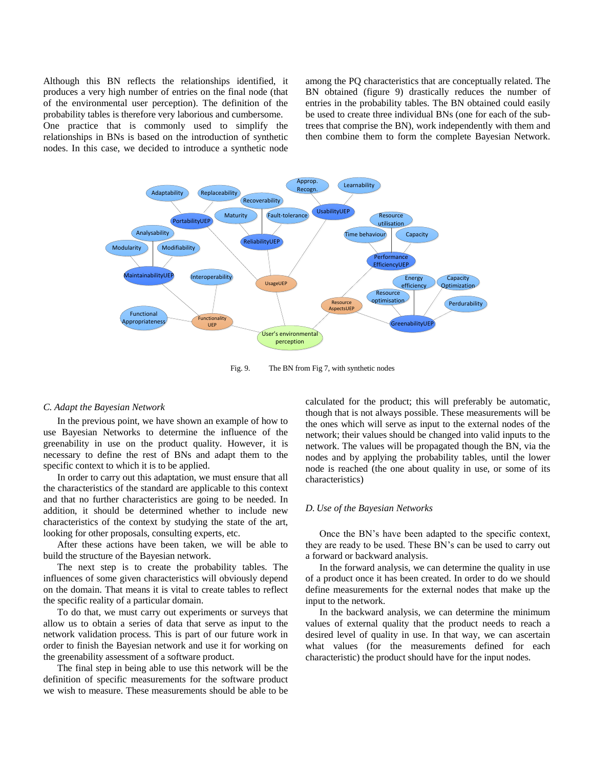Although this BN reflects the relationships identified, it produces a very high number of entries on the final node (that of the environmental user perception). The definition of the probability tables is therefore very laborious and cumbersome. One practice that is commonly used to simplify the relationships in BNs is based on the introduction of synthetic nodes. In this case, we decided to introduce a synthetic node among the PQ characteristics that are conceptually related. The BN obtained (figure 9) drastically reduces the number of entries in the probability tables. The BN obtained could easily be used to create three individual BNs (one for each of the sub-trees that comprise the BN), work independently with them and then combine them to form the complete Bayesian Network.

Fig. 9. The BN from Fig 7, with synthetic nodes

### C. Adapt the Bayesian Network

In the previous point, we have shown an example of how to use Bayesian Networks to determine the influence of the greenability in use on the product quality. However, it is necessary to define the rest of BNs and adapt them to the specific context to which it is to be applied.

In order to carry out this adaptation, we must ensure that all the characteristics of the standard are applicable to this context and that no further characteristics are going to be needed. In addition, it should be determined whether to include new characteristics of the context by studying the state of the art, looking for other proposals, consulting experts, etc.

After these actions have been taken, we will be able to build the structure of the Bayesian network.

The next step is to create the probability tables. The influences of some given characteristics will obviously depend on the domain. That means it is vital to create tables to reflect the specific reality of a particular domain.

To do that, we must carry out experiments or surveys that allow us to obtain a series of data that serve as input to the network validation process. This is part of our future work in order to finish the Bayesian network and use it for working on the greenability assessment of a software product.

The final step in being able to use this network will be the definition of specific measurements for the software product we wish to measure. These measurements should be able to be calculated for the product; this will preferably be automatic, though that is not always possible. These measurements will be the ones which will serve as input to the external nodes of the network; their values should be changed into valid inputs to the network. The values will be propagated though the BN, via the nodes and by applying the probability tables, until the lower node is reached (the one about quality in use, or some of its characteristics)

### D. Use of the Bayesian Networks

Once the BN's have been adapted to the specific context, they are ready to be used. These BN's can be used to carry out a forward or backward analysis.

In the forward analysis, we can determine the quality in use of a product once it has been created. In order to do we should define measurements for the external nodes that make up the input to the network.

In the backward analysis, we can determine the minimum values of external quality that the product needs to reach a desired level of quality in use. In that way, we can ascertain what values (for the measurements defined for each characteristic) the product should have for the input nodes.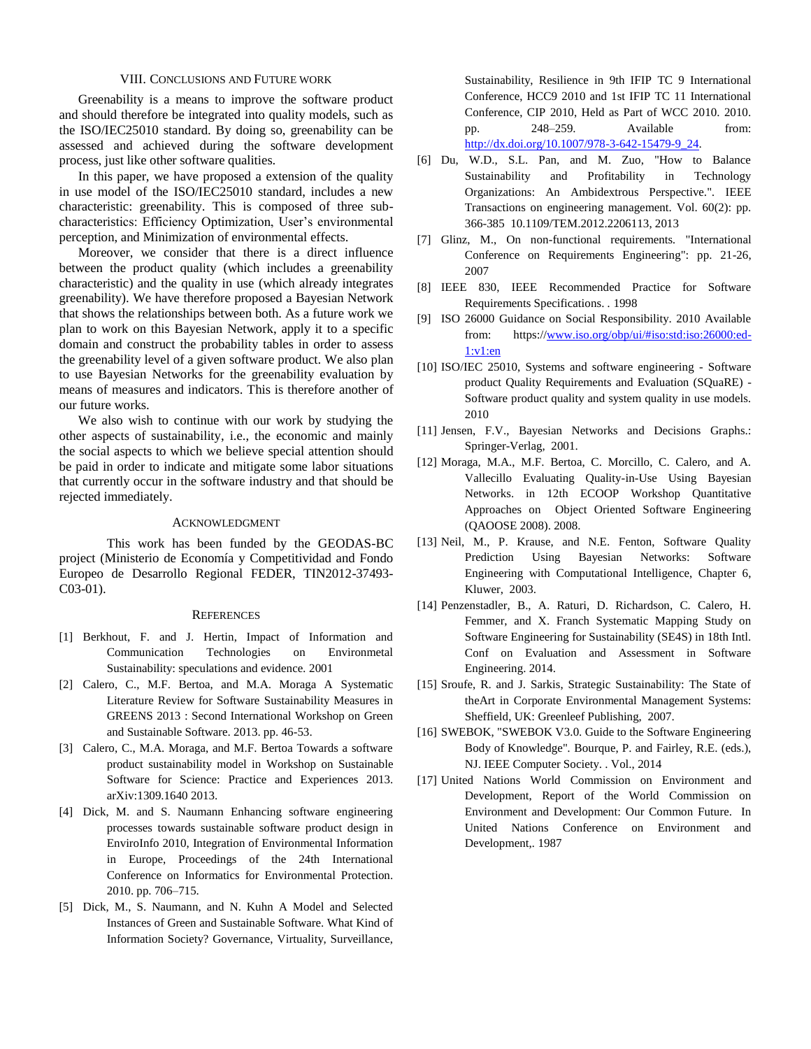## VIII. Conclusions and Future work

Greenability is a means to improve the software product and should therefore be integrated into quality models, such as the ISO/IEC25010 standard. By doing so, greenability can be assessed and achieved during the software development process, just like other software qualities.

In this paper, we have proposed a extension of the quality in use model of the ISO/IEC25010 standard, includes a new characteristic: greenability. This is composed of three sub-characteristics: Efficiency Optimization, User's environmental perception, and Minimization of environmental effects.

Moreover, we consider that there is a direct influence between the product quality (which includes a greenability characteristic) and the quality in use (which already integrates greenability). We have therefore proposed a Bayesian Network that shows the relationships between both. As a future work we plan to work on this Bayesian Network, apply it to a specific domain and construct the probability tables in order to assess the greenability level of a given software product. We also plan to use Bayesian Networks for the greenability evaluation by means of measures and indicators. This is therefore another of our future works.

We also wish to continue with our work by studying the other aspects of sustainability, i.e., the economic and mainly the social aspects to which we believe special attention should be paid in order to indicate and mitigate some labor situations that currently occur in the software industry and that should be rejected immediately.

## Acknowledgment

This work has been funded by the GEODAS-BC project (Ministerio de Economía y Competitividad and Fondo Europeo de Desarrollo Regional FEDER, TIN2012-37493-C03-01).

## References

[1] Berkhout, F. and J. Hertin, Impact of Information and Communication Technologies on Environmetal Sustainability: speculations and evidence. 2001

[2] Calero, C., M.F. Bertoa, and M.A. Moraga A Systematic Literature Review for Software Sustainability Measures in GREENS 2013 : Second International Workshop on Green and Sustainable Software. 2013. pp. 46-53.

[3] Calero, C., M.A. Moraga, and M.F. Bertoa Towards a software product sustainability model in Workshop on Sustainable Software for Science: Practice and Experiences 2013. arXiv:1309.1640 2013.

[4] Dick, M. and S. Naumann Enhancing software engineering processes towards sustainable software product design in EnviroInfo 2010, Integration of Environmental Information in Europe, Proceedings of the 24th International Conference on Informatics for Environmental Protection. 2010. pp. 706–715.

[5] Dick, M., S. Naumann, and N. Kuhn A Model and Selected Instances of Green and Sustainable Software. What Kind of Information Society? Governance, Virtuality, Surveillance, Sustainability, Resilience in 9th IFIP TC 9 International Conference, HCC9 2010 and 1st IFIP TC 11 International Conference, CIP 2010, Held as Part of WCC 2010. 2010. pp. 248–259. Available from: http://dx.doi.org/10.1007/978-3-642-15479-9_24.

[6] Du, W.D., S.L. Pan, and M. Zuo, "How to Balance Sustainability and Profitability in Technology Organizations: An Ambidextrous Perspective.". IEEE Transactions on engineering management. Vol. 60(2): pp. 366-385 10.1109/TEM.2012.2206113, 2013

[7] Glinz, M., On non-functional requirements. "International Conference on Requirements Engineering": pp. 21-26, 2007

[8] IEEE 830, IEEE Recommended Practice for Software Requirements Specifications. . 1998

[9] ISO 26000 Guidance on Social Responsibility. 2010 Available from: https://www.iso.org/obp/ui/#iso:std:iso:26000:ed-1:v1:en

[10] ISO/IEC 25010, Systems and software engineering - Software product Quality Requirements and Evaluation (SQuaRE) - Software product quality and system quality in use models. 2010

[11] Jensen, F.V., Bayesian Networks and Decisions Graphs.: Springer-Verlag, 2001.

[12] Moraga, M.A., M.F. Bertoa, C. Morcillo, C. Calero, and A. Vallecillo Evaluating Quality-in-Use Using Bayesian Networks. in 12th ECOOP Workshop Quantitative Approaches on Object Oriented Software Engineering (QAOOSE 2008). 2008.

[13] Neil, M., P. Krause, and N.E. Fenton, Software Quality Prediction Using Bayesian Networks: Software Engineering with Computational Intelligence, Chapter 6, Kluwer, 2003.

[14] Penzenstadler, B., A. Raturi, D. Richardson, C. Calero, H. Femmer, and X. Franch Systematic Mapping Study on Software Engineering for Sustainability (SE4S) in 18th Intl. Conf on Evaluation and Assessment in Software Engineering. 2014.

[15] Sroufe, R. and J. Sarkis, Strategic Sustainability: The State of theArt in Corporate Environmental Management Systems: Sheffield, UK: Greenleef Publishing, 2007.

[16] SWEBOK, "SWEBOK V3.0. Guide to the Software Engineering Body of Knowledge". Bourque, P. and Fairley, R.E. (eds.), NJ. IEEE Computer Society. . Vol., 2014

[17] United Nations World Commission on Environment and Development, Report of the World Commission on Environment and Development: Our Common Future. In United Nations Conference on Environment and Development,. 1987